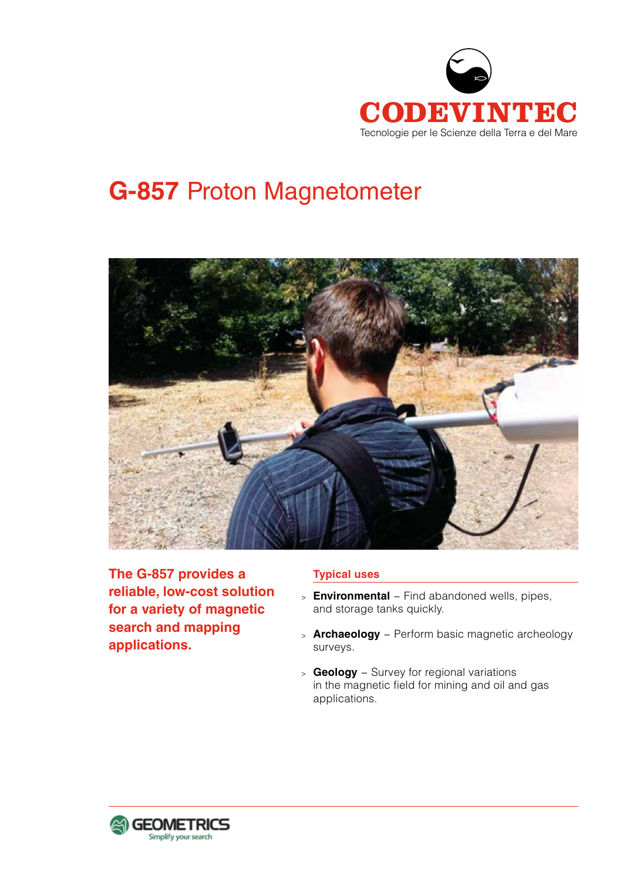CODEVINTEC

Tecnologie per le Scienze della Terra e del Mare

# G-857 Proton Magnetometer

**The G-857 provides a reliable, low-cost solution for a variety of magnetic search and mapping applications.**

## Typical uses

- **Environmental** – Find abandoned wells, pipes, and storage tanks quickly.
- **Archaeology** – Perform basic magnetic archeology surveys.
- **Geology** – Survey for regional variations in the magnetic field for mining and oil and gas applications.

GEOMETRICS
Simplify your search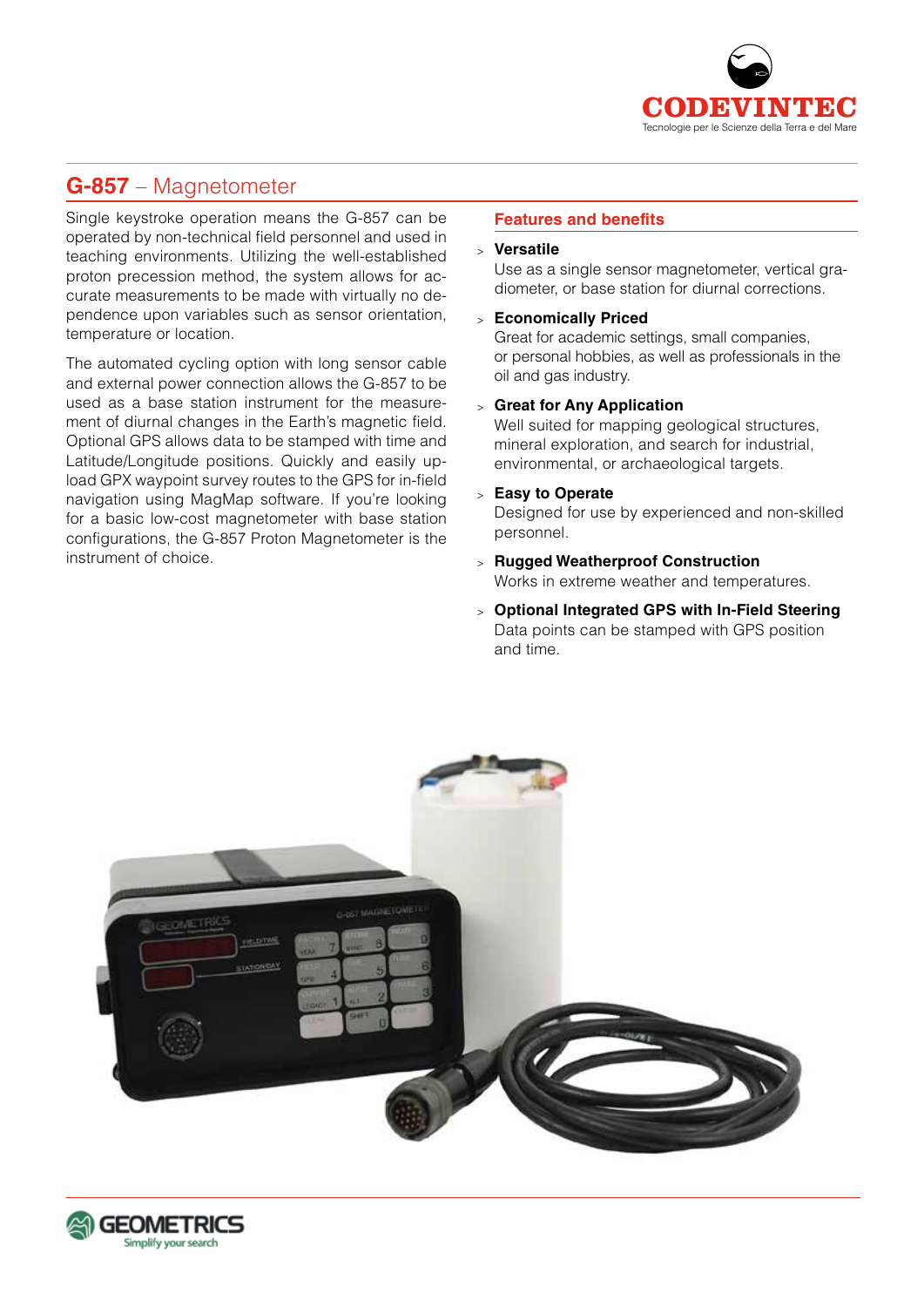## **G-857** – Magnetometer

Single keystroke operation means the G-857 can be operated by non-technical field personnel and used in teaching environments. Utilizing the well-established proton precession method, the system allows for accurate measurements to be made with virtually no dependence upon variables such as sensor orientation, temperature or location.

The automated cycling option with long sensor cable and external power connection allows the G-857 to be used as a base station instrument for the measurement of diurnal changes in the Earth's magnetic field. Optional GPS allows data to be stamped with time and Latitude/Longitude positions. Quickly and easily upload GPX waypoint survey routes to the GPS for in-field navigation using MagMap software. If you're looking for a basic low-cost magnetometer with base station configurations, the G-857 Proton Magnetometer is the instrument of choice.

### Features and benefits

- **Versatile**
  Use as a single sensor magnetometer, vertical gradiometer, or base station for diurnal corrections.
- **Economically Priced**
  Great for academic settings, small companies, or personal hobbies, as well as professionals in the oil and gas industry.
- **Great for Any Application**
  Well suited for mapping geological structures, mineral exploration, and search for industrial, environmental, or archaeological targets.
- **Easy to Operate**
  Designed for use by experienced and non-skilled personnel.
- **Rugged Weatherproof Construction**
  Works in extreme weather and temperatures.
- **Optional Integrated GPS with In-Field Steering**
  Data points can be stamped with GPS position and time.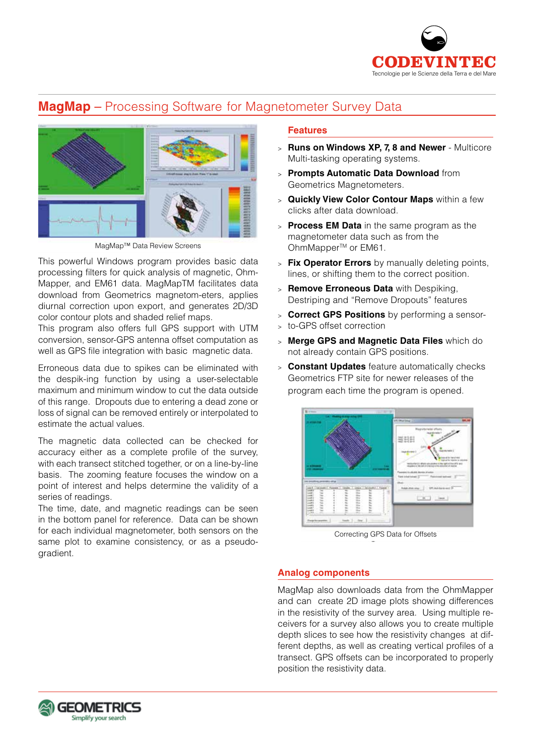# MagMap – Processing Software for Magnetometer Survey Data

MagMap™ Data Review Screens

This powerful Windows program provides basic data processing filters for quick analysis of magnetic, Ohm-Mapper, and EM61 data. MagMapTM facilitates data download from Geometrics magnetom-eters, applies diurnal correction upon export, and generates 2D/3D color contour plots and shaded relief maps.
This program also offers full GPS support with UTM conversion, sensor-GPS antenna offset computation as well as GPS file integration with basic magnetic data.

Erroneous data due to spikes can be eliminated with the despik-ing function by using a user-selectable maximum and minimum window to cut the data outside of this range. Dropouts due to entering a dead zone or loss of signal can be removed entirely or interpolated to estimate the actual values.

The magnetic data collected can be checked for accuracy either as a complete profile of the survey, with each transect stitched together, or on a line-by-line basis. The zooming feature focuses the window on a point of interest and helps determine the validity of a series of readings.
The time, date, and magnetic readings can be seen in the bottom panel for reference. Data can be shown for each individual magnetometer, both sensors on the same plot to examine consistency, or as a pseudo-gradient.

## Features

- **Runs on Windows XP, 7, 8 and Newer** - Multicore Multi-tasking operating systems.
- **Prompts Automatic Data Download** from Geometrics Magnetometers.
- **Quickly View Color Contour Maps** within a few clicks after data download.
- **Process EM Data** in the same program as the magnetometer data such as from the OhmMapper™ or EM61.
- **Fix Operator Errors** by manually deleting points, lines, or shifting them to the correct position.
- **Remove Erroneous Data** with Despiking, Destriping and "Remove Dropouts" features
- **Correct GPS Positions** by performing a sensor-to-GPS offset correction
- **Merge GPS and Magnetic Data Files** which do not already contain GPS positions.
- **Constant Updates** feature automatically checks Geometrics FTP site for newer releases of the program each time the program is opened.

Correcting GPS Data for Offsets

## Analog components

MagMap also downloads data from the OhmMapper and can create 2D image plots showing differences in the resistivity of the survey area. Using multiple re-ceivers for a survey also allows you to create multiple depth slices to see how the resistivity changes at dif-ferent depths, as well as creating vertical profiles of a transect. GPS offsets can be incorporated to properly position the resistivity data.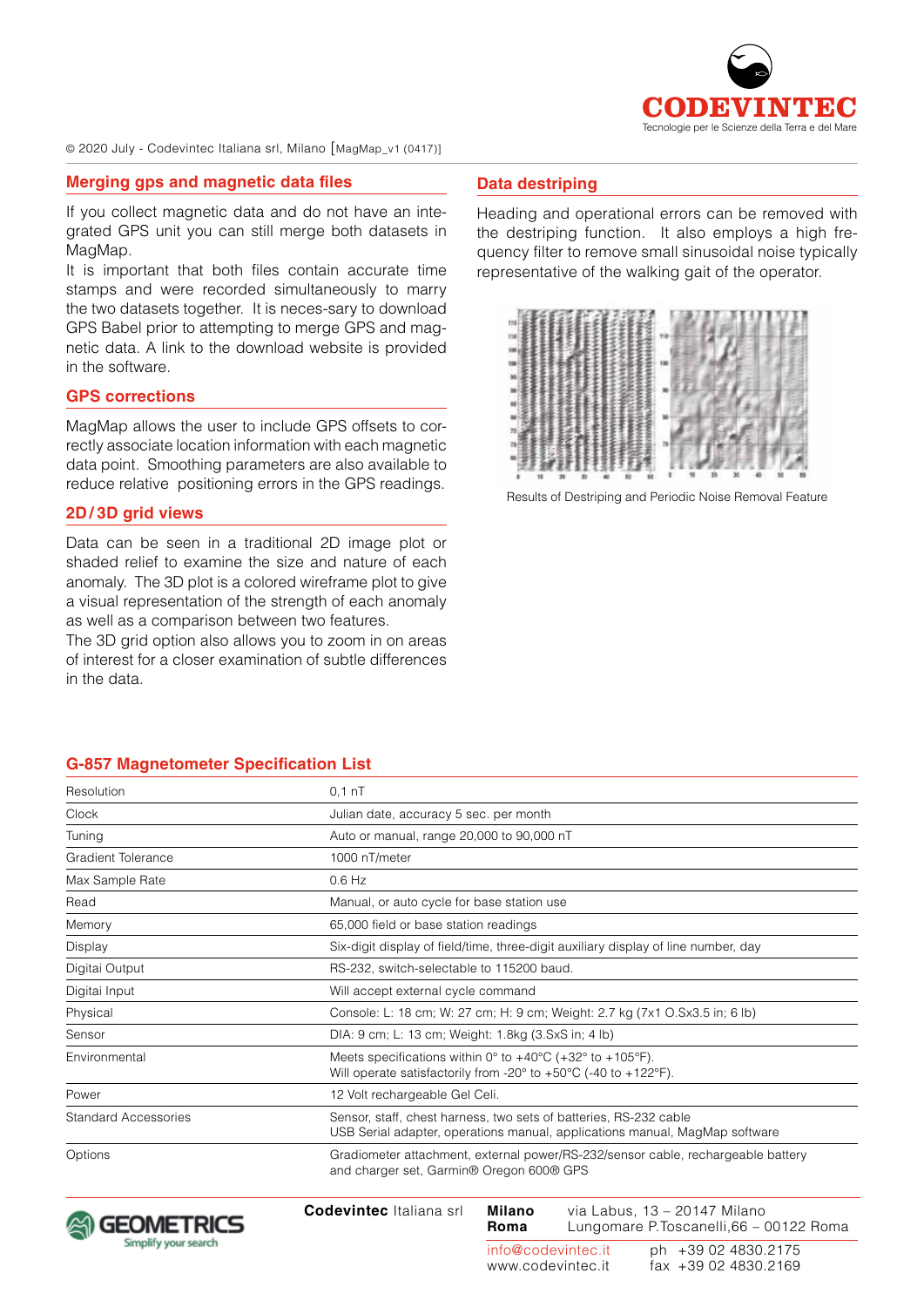© 2020 July - Codevintec Italiana srl, Milano [MagMap_v1 (0417)]

## Merging gps and magnetic data files

If you collect magnetic data and do not have an integrated GPS unit you can still merge both datasets in MagMap.

It is important that both files contain accurate time stamps and were recorded simultaneously to marry the two datasets together. It is neces-sary to download GPS Babel prior to attempting to merge GPS and magnetic data. A link to the download website is provided in the software.

## GPS corrections

MagMap allows the user to include GPS offsets to correctly associate location information with each magnetic data point. Smoothing parameters are also available to reduce relative positioning errors in the GPS readings.

## 2D/3D grid views

Data can be seen in a traditional 2D image plot or shaded relief to examine the size and nature of each anomaly. The 3D plot is a colored wireframe plot to give a visual representation of the strength of each anomaly as well as a comparison between two features.

The 3D grid option also allows you to zoom in on areas of interest for a closer examination of subtle differences in the data.

## Data destriping

Heading and operational errors can be removed with the destriping function. It also employs a high frequency filter to remove small sinusoidal noise typically representative of the walking gait of the operator.

Results of Destriping and Periodic Noise Removal Feature

## G-857 Magnetometer Specification List

| | |
|---|---|
| Resolution | 0,1 nT |
| Clock | Julian date, accuracy 5 sec. per month |
| Tuning | Auto or manual, range 20,000 to 90,000 nT |
| Gradient Tolerance | 1000 nT/meter |
| Max Sample Rate | 0.6 Hz |
| Read | Manual, or auto cycle for base station use |
| Memory | 65,000 field or base station readings |
| Display | Six-digit display of field/time, three-digit auxiliary display of line number, day |
| Digitai Output | RS-232, switch-selectable to 115200 baud. |
| Digitai Input | Will accept external cycle command |
| Physical | Console: L: 18 cm; W: 27 cm; H: 9 cm; Weight: 2.7 kg (7x1 O.Sx3.5 in; 6 lb) |
| Sensor | DIA: 9 cm; L: 13 cm; Weight: 1.8kg (3.SxS in; 4 lb) |
| Environmental | Meets specifications within 0° to +40°C (+32° to +105°F). Will operate satisfactorily from -20° to +50°C (-40 to +122°F). |
| Power | 12 Volt rechargeable Gel Celi. |
| Standard Accessories | Sensor, staff, chest harness, two sets of batteries, RS-232 cable USB Serial adapter, operations manual, applications manual, MagMap software |
| Options | Gradiometer attachment, external power/RS-232/sensor cable, rechargeable battery and charger set, Garmin® Oregon 600® GPS |

GEOMETRICS Simplify your search

**Codevintec** Italiana srl

**Milano** via Labus, 13 – 20147 Milano
**Roma** Lungomare P.Toscanelli,66 – 00122 Roma

info@codevintec.it
www.codevintec.it

ph +39 02 4830.2175
fax +39 02 4830.2169